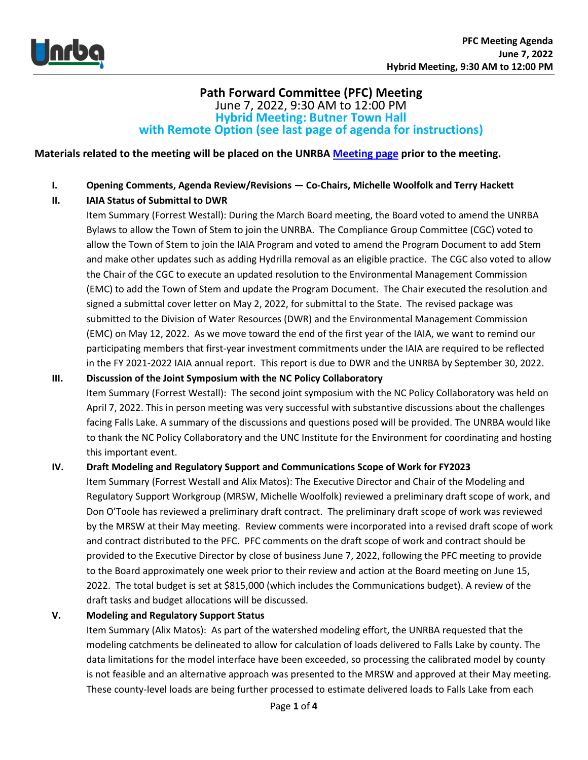**PFC Meeting Agenda**
**June 7, 2022**
**Hybrid Meeting, 9:30 AM to 12:00 PM**

# Path Forward Committee (PFC) Meeting

June 7, 2022, 9:30 AM to 12:00 PM

**Hybrid Meeting: Butner Town Hall**
**with Remote Option (see last page of agenda for instructions)**

**Materials related to the meeting will be placed on the UNRBA Meeting page prior to the meeting.**

**I. Opening Comments, Agenda Review/Revisions — Co-Chairs, Michelle Woolfolk and Terry Hackett**

**II. IAIA Status of Submittal to DWR**

Item Summary (Forrest Westall): During the March Board meeting, the Board voted to amend the UNRBA Bylaws to allow the Town of Stem to join the UNRBA. The Compliance Group Committee (CGC) voted to allow the Town of Stem to join the IAIA Program and voted to amend the Program Document to add Stem and make other updates such as adding Hydrilla removal as an eligible practice. The CGC also voted to allow the Chair of the CGC to execute an updated resolution to the Environmental Management Commission (EMC) to add the Town of Stem and update the Program Document. The Chair executed the resolution and signed a submittal cover letter on May 2, 2022, for submittal to the State. The revised package was submitted to the Division of Water Resources (DWR) and the Environmental Management Commission (EMC) on May 12, 2022. As we move toward the end of the first year of the IAIA, we want to remind our participating members that first-year investment commitments under the IAIA are required to be reflected in the FY 2021-2022 IAIA annual report. This report is due to DWR and the UNRBA by September 30, 2022.

**III. Discussion of the Joint Symposium with the NC Policy Collaboratory**

Item Summary (Forrest Westall): The second joint symposium with the NC Policy Collaboratory was held on April 7, 2022. This in person meeting was very successful with substantive discussions about the challenges facing Falls Lake. A summary of the discussions and questions posed will be provided. The UNRBA would like to thank the NC Policy Collaboratory and the UNC Institute for the Environment for coordinating and hosting this important event.

**IV. Draft Modeling and Regulatory Support and Communications Scope of Work for FY2023**

Item Summary (Forrest Westall and Alix Matos): The Executive Director and Chair of the Modeling and Regulatory Support Workgroup (MRSW, Michelle Woolfolk) reviewed a preliminary draft scope of work, and Don O'Toole has reviewed a preliminary draft contract. The preliminary draft scope of work was reviewed by the MRSW at their May meeting. Review comments were incorporated into a revised draft scope of work and contract distributed to the PFC. PFC comments on the draft scope of work and contract should be provided to the Executive Director by close of business June 7, 2022, following the PFC meeting to provide to the Board approximately one week prior to their review and action at the Board meeting on June 15, 2022. The total budget is set at $815,000 (which includes the Communications budget). A review of the draft tasks and budget allocations will be discussed.

**V. Modeling and Regulatory Support Status**

Item Summary (Alix Matos): As part of the watershed modeling effort, the UNRBA requested that the modeling catchments be delineated to allow for calculation of loads delivered to Falls Lake by county. The data limitations for the model interface have been exceeded, so processing the calibrated model by county is not feasible and an alternative approach was presented to the MRSW and approved at their May meeting. These county-level loads are being further processed to estimate delivered loads to Falls Lake from each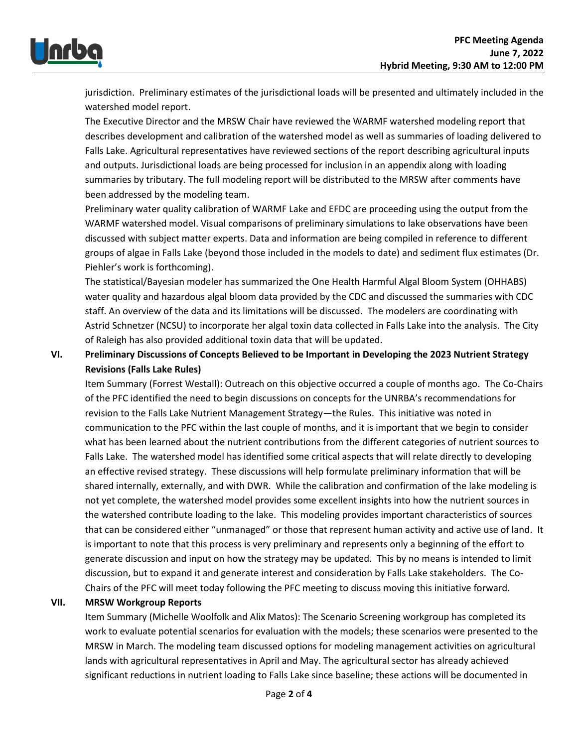jurisdiction. Preliminary estimates of the jurisdictional loads will be presented and ultimately included in the watershed model report.

The Executive Director and the MRSW Chair have reviewed the WARMF watershed modeling report that describes development and calibration of the watershed model as well as summaries of loading delivered to Falls Lake. Agricultural representatives have reviewed sections of the report describing agricultural inputs and outputs. Jurisdictional loads are being processed for inclusion in an appendix along with loading summaries by tributary. The full modeling report will be distributed to the MRSW after comments have been addressed by the modeling team.

Preliminary water quality calibration of WARMF Lake and EFDC are proceeding using the output from the WARMF watershed model. Visual comparisons of preliminary simulations to lake observations have been discussed with subject matter experts. Data and information are being compiled in reference to different groups of algae in Falls Lake (beyond those included in the models to date) and sediment flux estimates (Dr. Piehler's work is forthcoming).

The statistical/Bayesian modeler has summarized the One Health Harmful Algal Bloom System (OHHABS) water quality and hazardous algal bloom data provided by the CDC and discussed the summaries with CDC staff. An overview of the data and its limitations will be discussed. The modelers are coordinating with Astrid Schnetzer (NCSU) to incorporate her algal toxin data collected in Falls Lake into the analysis. The City of Raleigh has also provided additional toxin data that will be updated.

**VI. Preliminary Discussions of Concepts Believed to be Important in Developing the 2023 Nutrient Strategy Revisions (Falls Lake Rules)**

Item Summary (Forrest Westall): Outreach on this objective occurred a couple of months ago. The Co-Chairs of the PFC identified the need to begin discussions on concepts for the UNRBA's recommendations for revision to the Falls Lake Nutrient Management Strategy—the Rules. This initiative was noted in communication to the PFC within the last couple of months, and it is important that we begin to consider what has been learned about the nutrient contributions from the different categories of nutrient sources to Falls Lake. The watershed model has identified some critical aspects that will relate directly to developing an effective revised strategy. These discussions will help formulate preliminary information that will be shared internally, externally, and with DWR. While the calibration and confirmation of the lake modeling is not yet complete, the watershed model provides some excellent insights into how the nutrient sources in the watershed contribute loading to the lake. This modeling provides important characteristics of sources that can be considered either "unmanaged" or those that represent human activity and active use of land. It is important to note that this process is very preliminary and represents only a beginning of the effort to generate discussion and input on how the strategy may be updated. This by no means is intended to limit discussion, but to expand it and generate interest and consideration by Falls Lake stakeholders. The Co-Chairs of the PFC will meet today following the PFC meeting to discuss moving this initiative forward.

**VII. MRSW Workgroup Reports**

Item Summary (Michelle Woolfolk and Alix Matos): The Scenario Screening workgroup has completed its work to evaluate potential scenarios for evaluation with the models; these scenarios were presented to the MRSW in March. The modeling team discussed options for modeling management activities on agricultural lands with agricultural representatives in April and May. The agricultural sector has already achieved significant reductions in nutrient loading to Falls Lake since baseline; these actions will be documented in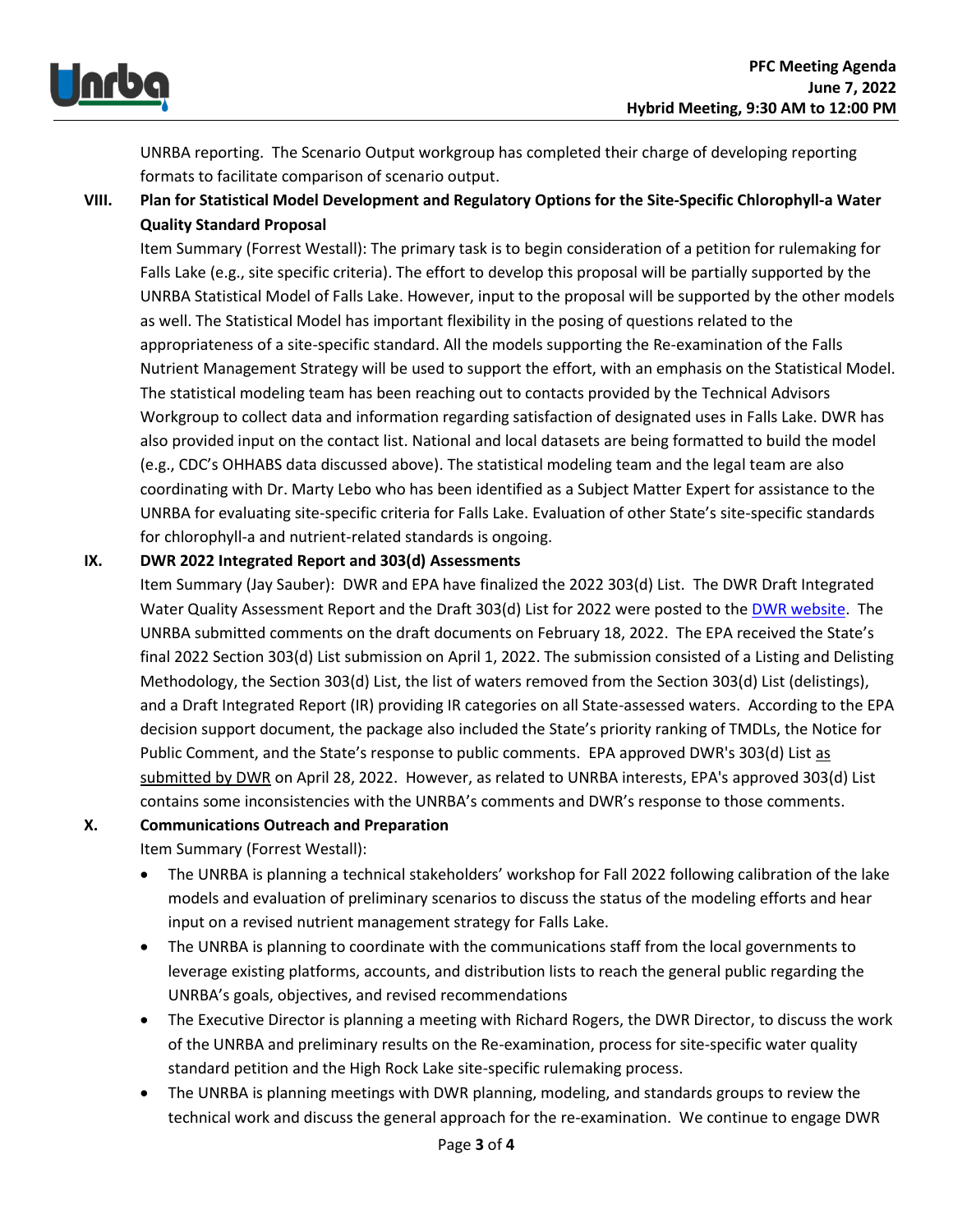UNRBA reporting. The Scenario Output workgroup has completed their charge of developing reporting formats to facilitate comparison of scenario output.

**VIII. Plan for Statistical Model Development and Regulatory Options for the Site-Specific Chlorophyll-a Water Quality Standard Proposal**

Item Summary (Forrest Westall): The primary task is to begin consideration of a petition for rulemaking for Falls Lake (e.g., site specific criteria). The effort to develop this proposal will be partially supported by the UNRBA Statistical Model of Falls Lake. However, input to the proposal will be supported by the other models as well. The Statistical Model has important flexibility in the posing of questions related to the appropriateness of a site-specific standard. All the models supporting the Re-examination of the Falls Nutrient Management Strategy will be used to support the effort, with an emphasis on the Statistical Model. The statistical modeling team has been reaching out to contacts provided by the Technical Advisors Workgroup to collect data and information regarding satisfaction of designated uses in Falls Lake. DWR has also provided input on the contact list. National and local datasets are being formatted to build the model (e.g., CDC's OHHABS data discussed above). The statistical modeling team and the legal team are also coordinating with Dr. Marty Lebo who has been identified as a Subject Matter Expert for assistance to the UNRBA for evaluating site-specific criteria for Falls Lake. Evaluation of other State's site-specific standards for chlorophyll-a and nutrient-related standards is ongoing.

**IX. DWR 2022 Integrated Report and 303(d) Assessments**

Item Summary (Jay Sauber): DWR and EPA have finalized the 2022 303(d) List. The DWR Draft Integrated Water Quality Assessment Report and the Draft 303(d) List for 2022 were posted to the DWR website. The UNRBA submitted comments on the draft documents on February 18, 2022. The EPA received the State's final 2022 Section 303(d) List submission on April 1, 2022. The submission consisted of a Listing and Delisting Methodology, the Section 303(d) List, the list of waters removed from the Section 303(d) List (delistings), and a Draft Integrated Report (IR) providing IR categories on all State-assessed waters. According to the EPA decision support document, the package also included the State's priority ranking of TMDLs, the Notice for Public Comment, and the State's response to public comments. EPA approved DWR's 303(d) List as submitted by DWR on April 28, 2022. However, as related to UNRBA interests, EPA's approved 303(d) List contains some inconsistencies with the UNRBA's comments and DWR's response to those comments.

**X. Communications Outreach and Preparation**

Item Summary (Forrest Westall):

- The UNRBA is planning a technical stakeholders' workshop for Fall 2022 following calibration of the lake models and evaluation of preliminary scenarios to discuss the status of the modeling efforts and hear input on a revised nutrient management strategy for Falls Lake.
- The UNRBA is planning to coordinate with the communications staff from the local governments to leverage existing platforms, accounts, and distribution lists to reach the general public regarding the UNRBA's goals, objectives, and revised recommendations
- The Executive Director is planning a meeting with Richard Rogers, the DWR Director, to discuss the work of the UNRBA and preliminary results on the Re-examination, process for site-specific water quality standard petition and the High Rock Lake site-specific rulemaking process.
- The UNRBA is planning meetings with DWR planning, modeling, and standards groups to review the technical work and discuss the general approach for the re-examination. We continue to engage DWR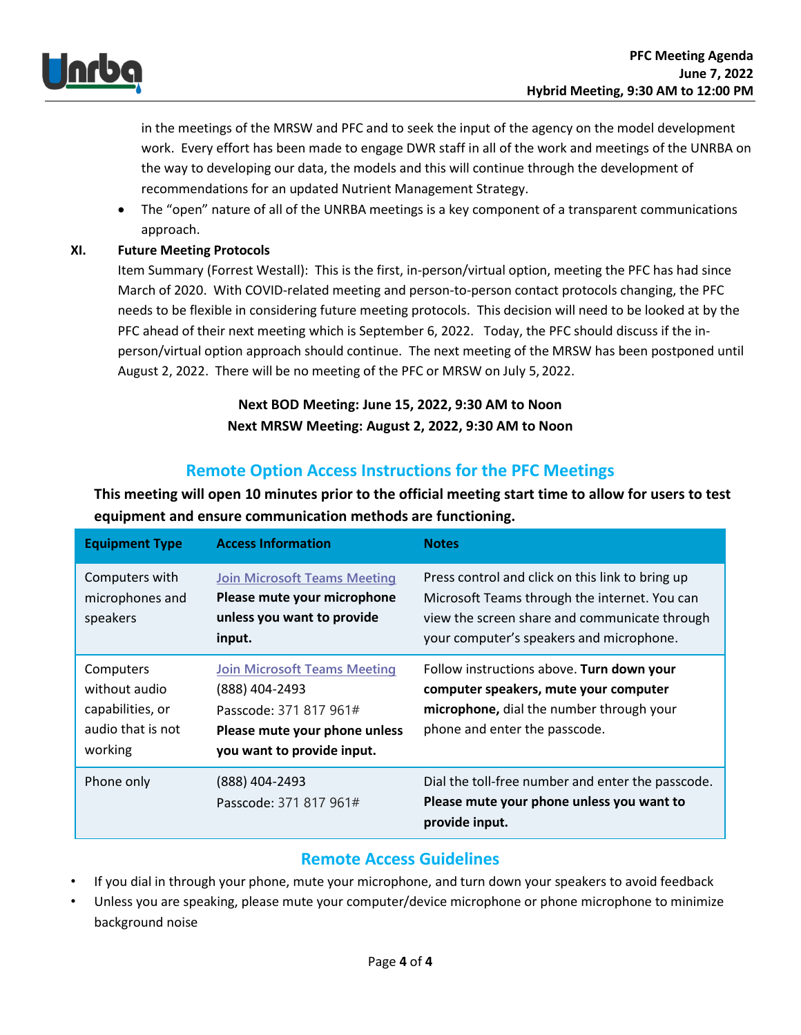in the meetings of the MRSW and PFC and to seek the input of the agency on the model development work. Every effort has been made to engage DWR staff in all of the work and meetings of the UNRBA on the way to developing our data, the models and this will continue through the development of recommendations for an updated Nutrient Management Strategy.

- The "open" nature of all of the UNRBA meetings is a key component of a transparent communications approach.

**XI. Future Meeting Protocols**

Item Summary (Forrest Westall): This is the first, in-person/virtual option, meeting the PFC has had since March of 2020. With COVID-related meeting and person-to-person contact protocols changing, the PFC needs to be flexible in considering future meeting protocols. This decision will need to be looked at by the PFC ahead of their next meeting which is September 6, 2022. Today, the PFC should discuss if the in-person/virtual option approach should continue. The next meeting of the MRSW has been postponed until August 2, 2022. There will be no meeting of the PFC or MRSW on July 5, 2022.

**Next BOD Meeting: June 15, 2022, 9:30 AM to Noon**
**Next MRSW Meeting: August 2, 2022, 9:30 AM to Noon**

## Remote Option Access Instructions for the PFC Meetings

**This meeting will open 10 minutes prior to the official meeting start time to allow for users to test equipment and ensure communication methods are functioning.**

| Equipment Type | Access Information | Notes |
|---|---|---|
| Computers with microphones and speakers | Join Microsoft Teams Meeting<br>**Please mute your microphone unless you want to provide input.** | Press control and click on this link to bring up Microsoft Teams through the internet. You can view the screen share and communicate through your computer's speakers and microphone. |
| Computers without audio capabilities, or audio that is not working | Join Microsoft Teams Meeting<br>(888) 404-2493<br>Passcode: 371 817 961#<br>**Please mute your phone unless you want to provide input.** | Follow instructions above. **Turn down your computer speakers, mute your computer microphone,** dial the number through your phone and enter the passcode. |
| Phone only | (888) 404-2493<br>Passcode: 371 817 961# | Dial the toll-free number and enter the passcode. **Please mute your phone unless you want to provide input.** |

## Remote Access Guidelines

- If you dial in through your phone, mute your microphone, and turn down your speakers to avoid feedback
- Unless you are speaking, please mute your computer/device microphone or phone microphone to minimize background noise